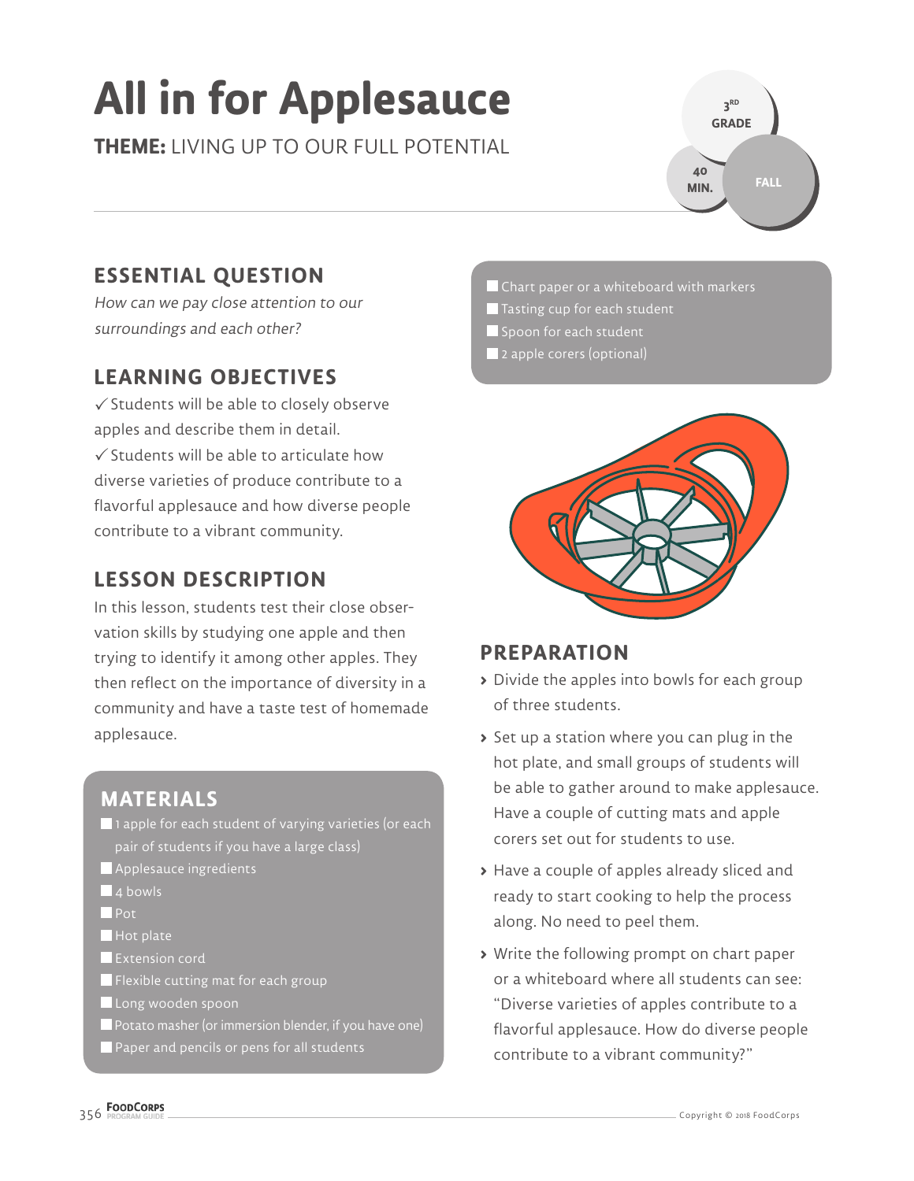# All in for Applesauce

**THEME:** LIVING UP TO OUR FULL POTENTIAL

3RD GRADE

40 MIN.

FALL

## ESSENTIAL QUESTION

*How can we pay close attention to our surroundings and each other?*

## LEARNING OBJECTIVES

✓ Students will be able to closely observe apples and describe them in detail.

✓ Students will be able to articulate how diverse varieties of produce contribute to a flavorful applesauce and how diverse people contribute to a vibrant community.

## LESSON DESCRIPTION

In this lesson, students test their close observation skills by studying one apple and then trying to identify it among other apples. They then reflect on the importance of diversity in a community and have a taste test of homemade applesauce.

## MATERIALS

- 1 apple for each student of varying varieties (or each pair of students if you have a large class)
- Applesauce ingredients
- 4 bowls
- Pot
- Hot plate
- Extension cord
- Flexible cutting mat for each group
- Long wooden spoon
- Potato masher (or immersion blender, if you have one)
- Paper and pencils or pens for all students
- Chart paper or a whiteboard with markers
- Tasting cup for each student
- Spoon for each student
- 2 apple corers (optional)

## PREPARATION

- Divide the apples into bowls for each group of three students.
- Set up a station where you can plug in the hot plate, and small groups of students will be able to gather around to make applesauce. Have a couple of cutting mats and apple corers set out for students to use.
- Have a couple of apples already sliced and ready to start cooking to help the process along. No need to peel them.
- Write the following prompt on chart paper or a whiteboard where all students can see: "Diverse varieties of apples contribute to a flavorful applesauce. How do diverse people contribute to a vibrant community?"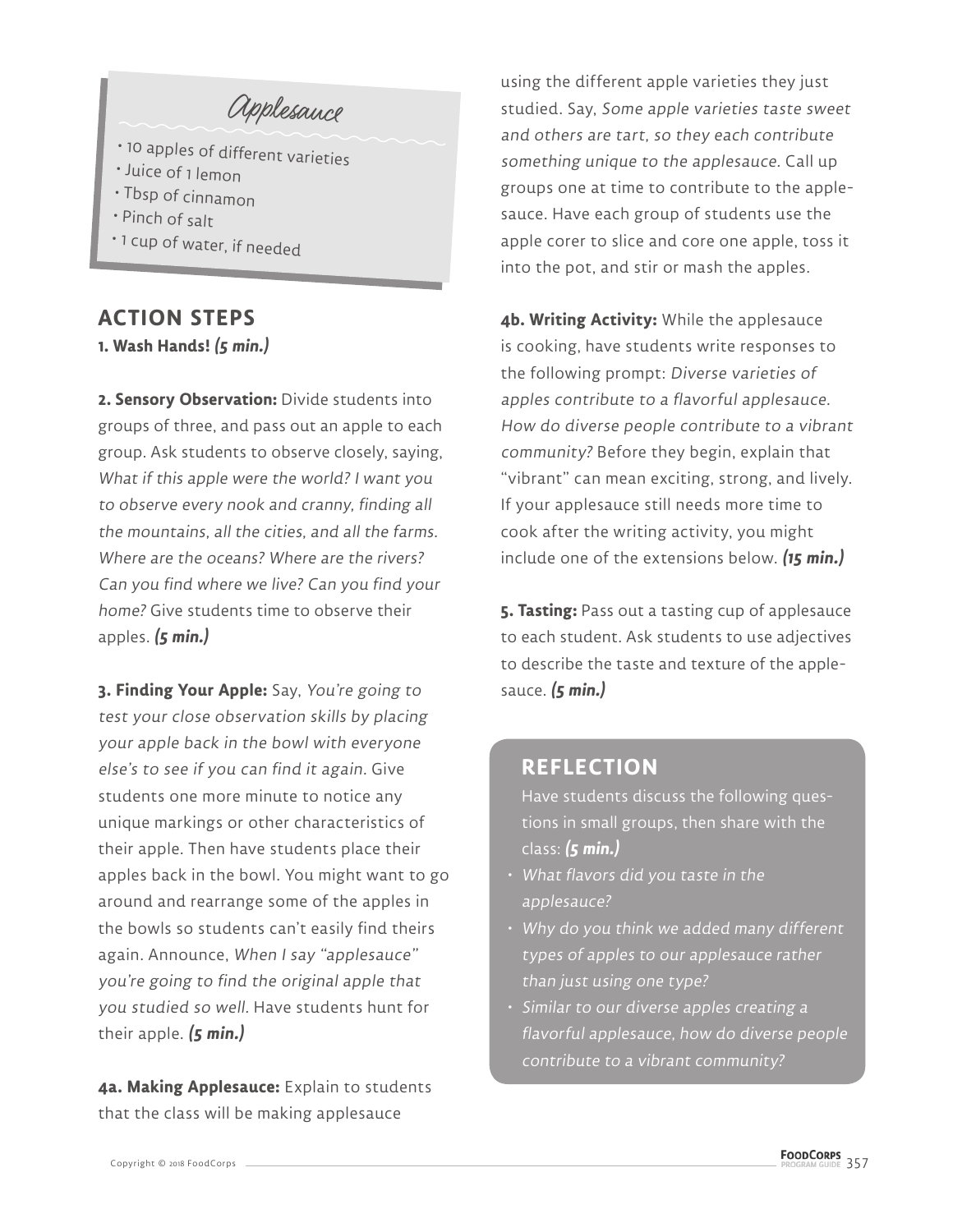### Applesauce

- 10 apples of different varieties
- Juice of 1 lemon
- Tbsp of cinnamon
- Pinch of salt
- 1 cup of water, if needed

## ACTION STEPS

**1. Wash Hands!** ***(5 min.)***

**2. Sensory Observation:** Divide students into groups of three, and pass out an apple to each group. Ask students to observe closely, saying, *What if this apple were the world? I want you to observe every nook and cranny, finding all the mountains, all the cities, and all the farms. Where are the oceans? Where are the rivers? Can you find where we live? Can you find your home?* Give students time to observe their apples. ***(5 min.)***

**3. Finding Your Apple:** Say, *You're going to test your close observation skills by placing your apple back in the bowl with everyone else's to see if you can find it again.* Give students one more minute to notice any unique markings or other characteristics of their apple. Then have students place their apples back in the bowl. You might want to go around and rearrange some of the apples in the bowls so students can't easily find theirs again. Announce, *When I say "applesauce" you're going to find the original apple that you studied so well.* Have students hunt for their apple. ***(5 min.)***

**4a. Making Applesauce:** Explain to students that the class will be making applesauce using the different apple varieties they just studied. Say, *Some apple varieties taste sweet and others are tart, so they each contribute something unique to the applesauce.* Call up groups one at time to contribute to the applesauce. Have each group of students use the apple corer to slice and core one apple, toss it into the pot, and stir or mash the apples.

**4b. Writing Activity:** While the applesauce is cooking, have students write responses to the following prompt: *Diverse varieties of apples contribute to a flavorful applesauce. How do diverse people contribute to a vibrant community?* Before they begin, explain that "vibrant" can mean exciting, strong, and lively. If your applesauce still needs more time to cook after the writing activity, you might include one of the extensions below. ***(15 min.)***

**5. Tasting:** Pass out a tasting cup of applesauce to each student. Ask students to use adjectives to describe the taste and texture of the applesauce. ***(5 min.)***

## REFLECTION

Have students discuss the following questions in small groups, then share with the class: ***(5 min.)***

- *What flavors did you taste in the applesauce?*
- *Why do you think we added many different types of apples to our applesauce rather than just using one type?*
- *Similar to our diverse apples creating a flavorful applesauce, how do diverse people contribute to a vibrant community?*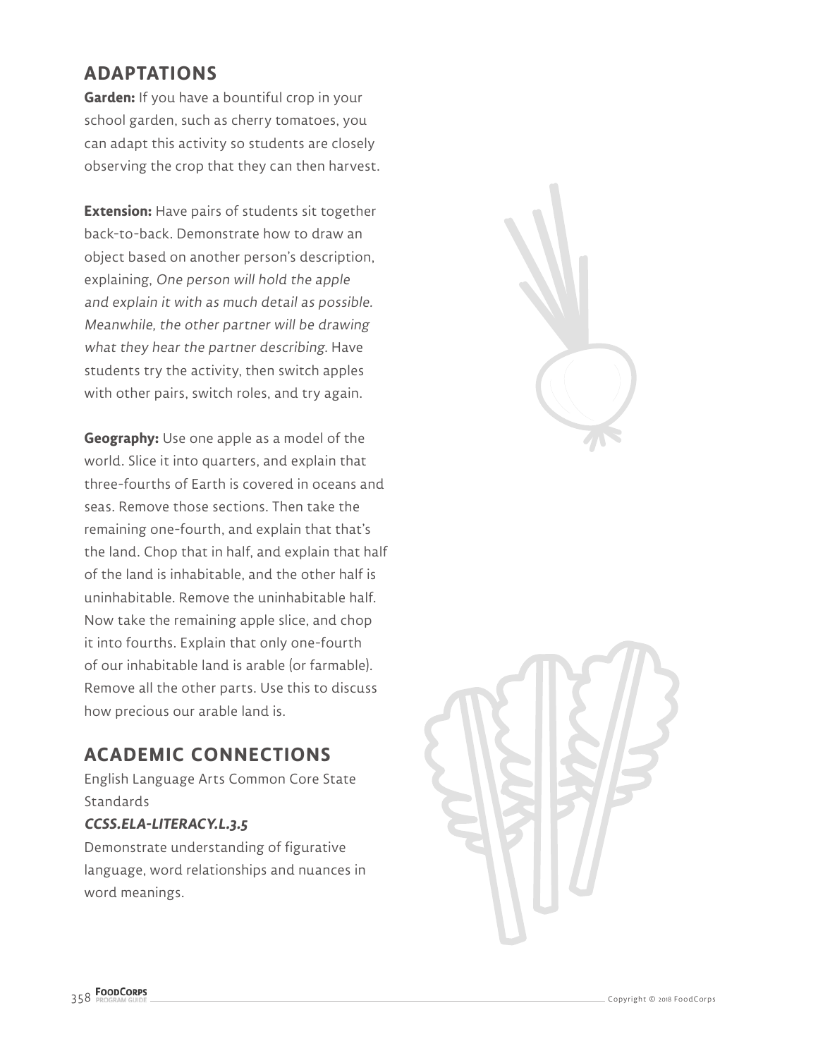## ADAPTATIONS

**Garden:** If you have a bountiful crop in your school garden, such as cherry tomatoes, you can adapt this activity so students are closely observing the crop that they can then harvest.

**Extension:** Have pairs of students sit together back-to-back. Demonstrate how to draw an object based on another person's description, explaining, *One person will hold the apple and explain it with as much detail as possible. Meanwhile, the other partner will be drawing what they hear the partner describing.* Have students try the activity, then switch apples with other pairs, switch roles, and try again.

**Geography:** Use one apple as a model of the world. Slice it into quarters, and explain that three-fourths of Earth is covered in oceans and seas. Remove those sections. Then take the remaining one-fourth, and explain that that's the land. Chop that in half, and explain that half of the land is inhabitable, and the other half is uninhabitable. Remove the uninhabitable half. Now take the remaining apple slice, and chop it into fourths. Explain that only one-fourth of our inhabitable land is arable (or farmable). Remove all the other parts. Use this to discuss how precious our arable land is.

## ACADEMIC CONNECTIONS

English Language Arts Common Core State Standards

***CCSS.ELA-LITERACY.L.3.5***

Demonstrate understanding of figurative language, word relationships and nuances in word meanings.